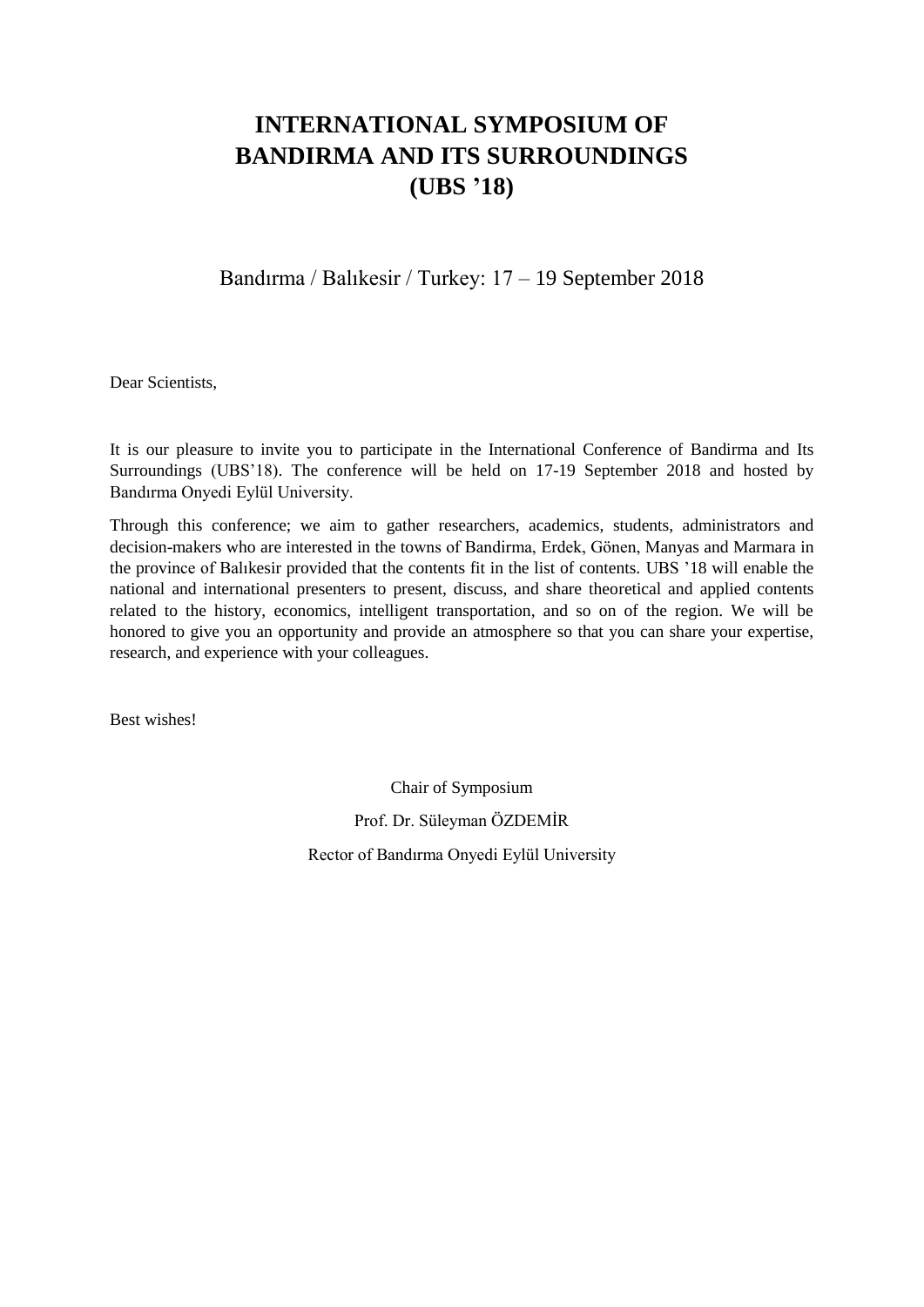# INTERNATIONAL SYMPOSIUM OF BANDIRMA AND ITS SURROUNDINGS (UBS '18)

Bandırma / Balıkesir / Turkey: 17 – 19 September 2018

Dear Scientists,

It is our pleasure to invite you to participate in the International Conference of Bandirma and Its Surroundings (UBS'18). The conference will be held on 17-19 September 2018 and hosted by Bandırma Onyedi Eylül University.

Through this conference; we aim to gather researchers, academics, students, administrators and decision-makers who are interested in the towns of Bandirma, Erdek, Gönen, Manyas and Marmara in the province of Balıkesir provided that the contents fit in the list of contents. UBS '18 will enable the national and international presenters to present, discuss, and share theoretical and applied contents related to the history, economics, intelligent transportation, and so on of the region. We will be honored to give you an opportunity and provide an atmosphere so that you can share your expertise, research, and experience with your colleagues.

Best wishes!

Chair of Symposium

Prof. Dr. Süleyman ÖZDEMİR

Rector of Bandırma Onyedi Eylül University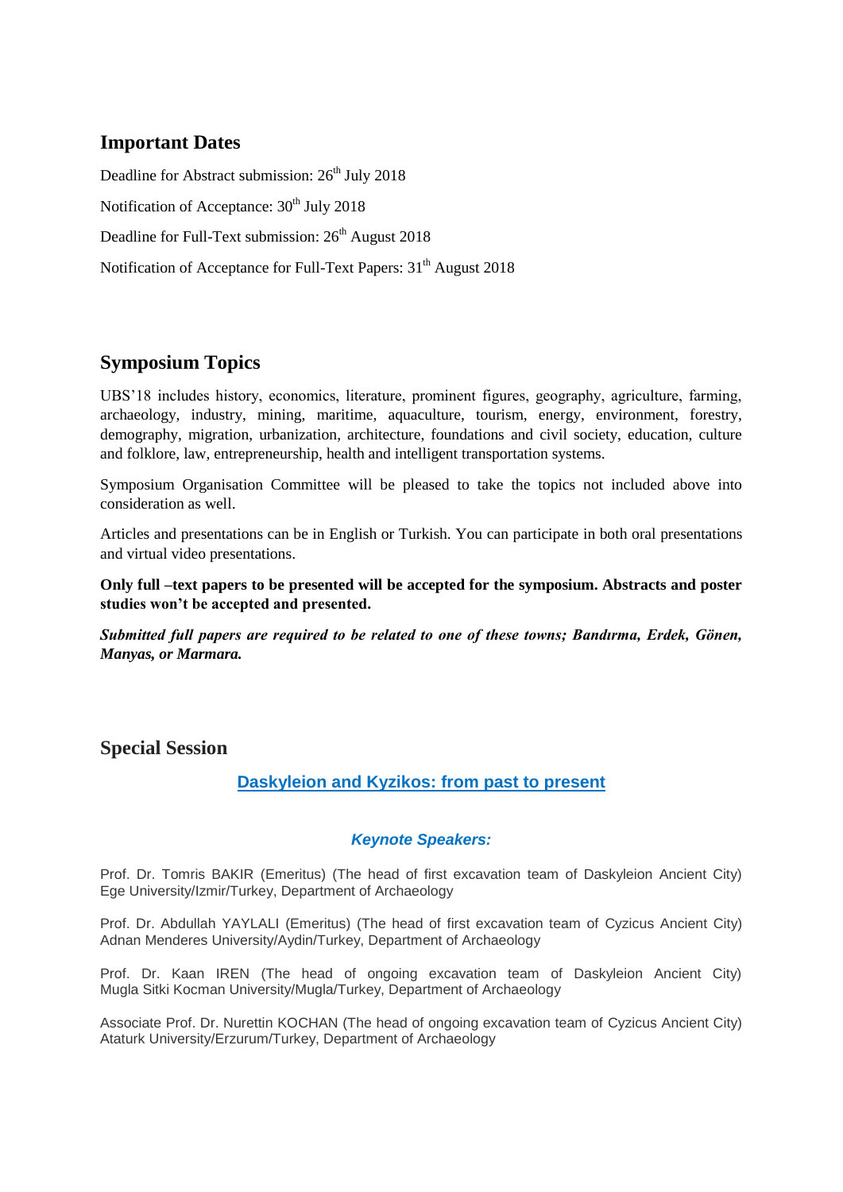## Important Dates

Deadline for Abstract submission: 26th July 2018

Notification of Acceptance: 30th July 2018

Deadline for Full-Text submission: 26th August 2018

Notification of Acceptance for Full-Text Papers: 31st August 2018

## Symposium Topics

UBS'18 includes history, economics, literature, prominent figures, geography, agriculture, farming, archaeology, industry, mining, maritime, aquaculture, tourism, energy, environment, forestry, demography, migration, urbanization, architecture, foundations and civil society, education, culture and folklore, law, entrepreneurship, health and intelligent transportation systems.

Symposium Organisation Committee will be pleased to take the topics not included above into consideration as well.

Articles and presentations can be in English or Turkish. You can participate in both oral presentations and virtual video presentations.

**Only full –text papers to be presented will be accepted for the symposium. Abstracts and poster studies won't be accepted and presented.**

***Submitted full papers are required to be related to one of these towns; Bandırma, Erdek, Gönen, Manyas, or Marmara.***

## Special Session

**Daskyleion and Kyzikos: from past to present**

***Keynote Speakers:***

Prof. Dr. Tomris BAKIR (Emeritus) (The head of first excavation team of Daskyleion Ancient City) Ege University/Izmir/Turkey, Department of Archaeology

Prof. Dr. Abdullah YAYLALI (Emeritus) (The head of first excavation team of Cyzicus Ancient City) Adnan Menderes University/Aydin/Turkey, Department of Archaeology

Prof. Dr. Kaan IREN (The head of ongoing excavation team of Daskyleion Ancient City) Mugla Sitki Kocman University/Mugla/Turkey, Department of Archaeology

Associate Prof. Dr. Nurettin KOCHAN (The head of ongoing excavation team of Cyzicus Ancient City) Ataturk University/Erzurum/Turkey, Department of Archaeology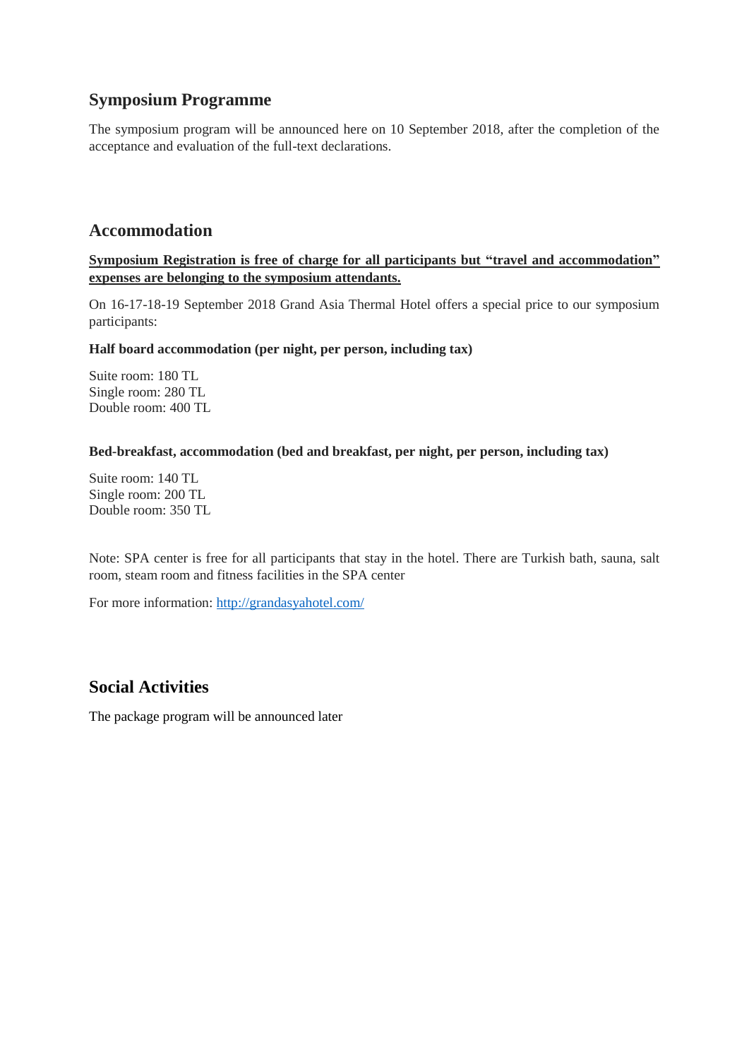## Symposium Programme

The symposium program will be announced here on 10 September 2018, after the completion of the acceptance and evaluation of the full-text declarations.

## Accommodation

**Symposium Registration is free of charge for all participants but "travel and accommodation" expenses are belonging to the symposium attendants.**

On 16-17-18-19 September 2018 Grand Asia Thermal Hotel offers a special price to our symposium participants:

**Half board accommodation (per night, per person, including tax)**

Suite room: 180 TL
Single room: 280 TL
Double room: 400 TL

**Bed-breakfast, accommodation (bed and breakfast, per night, per person, including tax)**

Suite room: 140 TL
Single room: 200 TL
Double room: 350 TL

Note: SPA center is free for all participants that stay in the hotel. There are Turkish bath, sauna, salt room, steam room and fitness facilities in the SPA center

For more information: [http://grandasyahotel.com/](http://grandasyahotel.com/)

## Social Activities

The package program will be announced later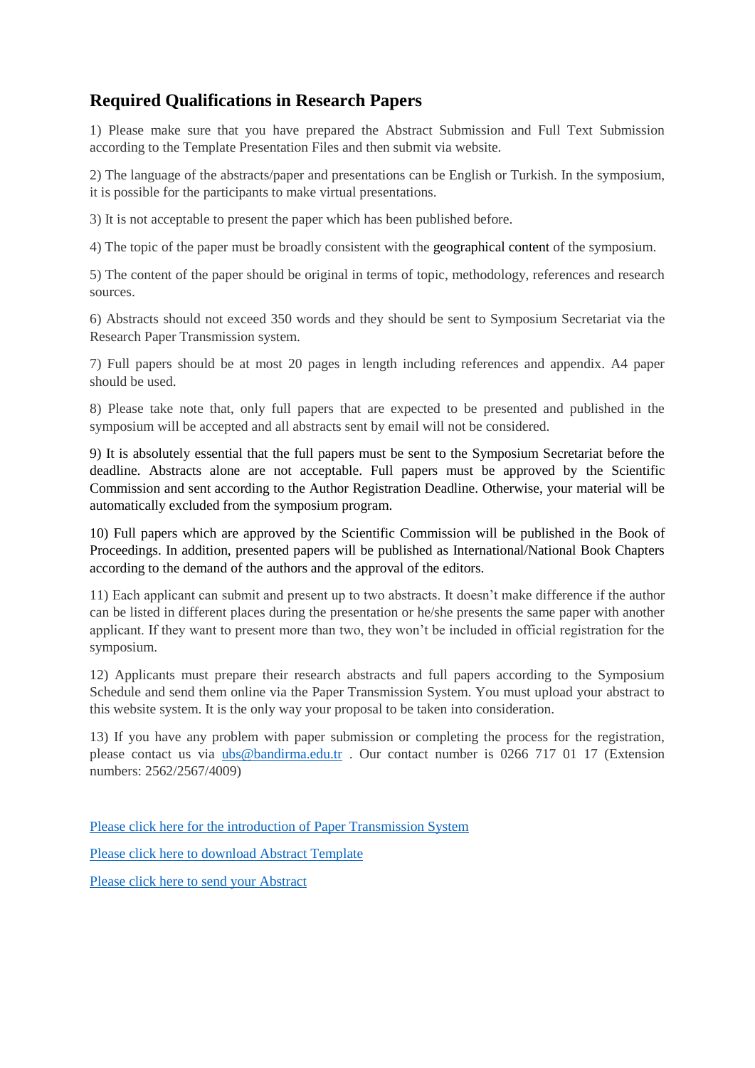## Required Qualifications in Research Papers

1) Please make sure that you have prepared the Abstract Submission and Full Text Submission according to the Template Presentation Files and then submit via website.

2) The language of the abstracts/paper and presentations can be English or Turkish. In the symposium, it is possible for the participants to make virtual presentations.

3) It is not acceptable to present the paper which has been published before.

4) The topic of the paper must be broadly consistent with the geographical content of the symposium.

5) The content of the paper should be original in terms of topic, methodology, references and research sources.

6) Abstracts should not exceed 350 words and they should be sent to Symposium Secretariat via the Research Paper Transmission system.

7) Full papers should be at most 20 pages in length including references and appendix. A4 paper should be used.

8) Please take note that, only full papers that are expected to be presented and published in the symposium will be accepted and all abstracts sent by email will not be considered.

9) It is absolutely essential that the full papers must be sent to the Symposium Secretariat before the deadline. Abstracts alone are not acceptable. Full papers must be approved by the Scientific Commission and sent according to the Author Registration Deadline. Otherwise, your material will be automatically excluded from the symposium program.

10) Full papers which are approved by the Scientific Commission will be published in the Book of Proceedings. In addition, presented papers will be published as International/National Book Chapters according to the demand of the authors and the approval of the editors.

11) Each applicant can submit and present up to two abstracts. It doesn't make difference if the author can be listed in different places during the presentation or he/she presents the same paper with another applicant. If they want to present more than two, they won't be included in official registration for the symposium.

12) Applicants must prepare their research abstracts and full papers according to the Symposium Schedule and send them online via the Paper Transmission System. You must upload your abstract to this website system. It is the only way your proposal to be taken into consideration.

13) If you have any problem with paper submission or completing the process for the registration, please contact us via ubs@bandirma.edu.tr . Our contact number is 0266 717 01 17 (Extension numbers: 2562/2567/4009)

Please click here for the introduction of Paper Transmission System

Please click here to download Abstract Template

Please click here to send your Abstract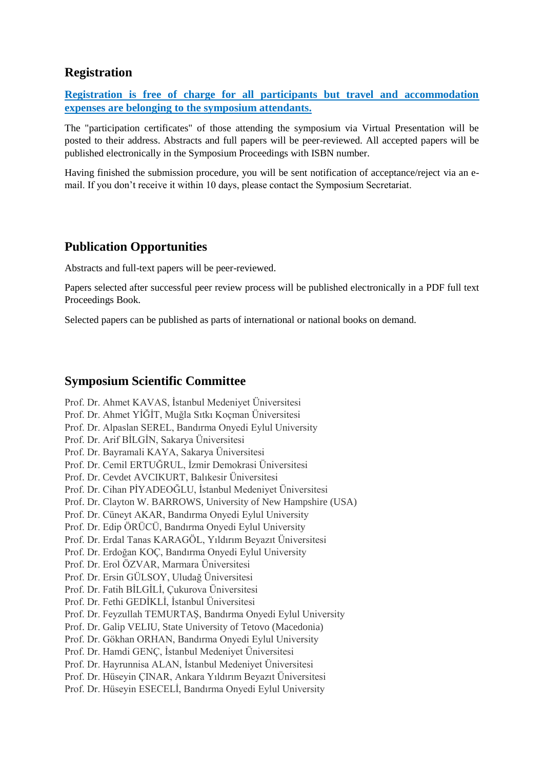## Registration

**Registration is free of charge for all participants but travel and accommodation expenses are belonging to the symposium attendants.**

The "participation certificates" of those attending the symposium via Virtual Presentation will be posted to their address. Abstracts and full papers will be peer-reviewed. All accepted papers will be published electronically in the Symposium Proceedings with ISBN number.

Having finished the submission procedure, you will be sent notification of acceptance/reject via an e-mail. If you don't receive it within 10 days, please contact the Symposium Secretariat.

## Publication Opportunities

Abstracts and full-text papers will be peer-reviewed.

Papers selected after successful peer review process will be published electronically in a PDF full text Proceedings Book.

Selected papers can be published as parts of international or national books on demand.

## Symposium Scientific Committee

Prof. Dr. Ahmet KAVAS, İstanbul Medeniyet Üniversitesi
Prof. Dr. Ahmet YİĞİT, Muğla Sıtkı Koçman Üniversitesi
Prof. Dr. Alpaslan SEREL, Bandırma Onyedi Eylul University
Prof. Dr. Arif BİLGİN, Sakarya Üniversitesi
Prof. Dr. Bayramali KAYA, Sakarya Üniversitesi
Prof. Dr. Cemil ERTUĞRUL, İzmir Demokrasi Üniversitesi
Prof. Dr. Cevdet AVCIKURT, Balıkesir Üniversitesi
Prof. Dr. Cihan PİYADEOĞLU, İstanbul Medeniyet Üniversitesi
Prof. Dr. Clayton W. BARROWS, University of New Hampshire (USA)
Prof. Dr. Cüneyt AKAR, Bandırma Onyedi Eylul University
Prof. Dr. Edip ÖRÜCÜ, Bandırma Onyedi Eylul University
Prof. Dr. Erdal Tanas KARAGÖL, Yıldırım Beyazıt Üniversitesi
Prof. Dr. Erdoğan KOÇ, Bandırma Onyedi Eylul University
Prof. Dr. Erol ÖZVAR, Marmara Üniversitesi
Prof. Dr. Ersin GÜLSOY, Uludağ Üniversitesi
Prof. Dr. Fatih BİLGİLİ, Çukurova Üniversitesi
Prof. Dr. Fethi GEDİKLİ, İstanbul Üniversitesi
Prof. Dr. Feyzullah TEMURTAŞ, Bandırma Onyedi Eylul University
Prof. Dr. Galip VELIU, State University of Tetovo (Macedonia)
Prof. Dr. Gökhan ORHAN, Bandırma Onyedi Eylul University
Prof. Dr. Hamdi GENÇ, İstanbul Medeniyet Üniversitesi
Prof. Dr. Hayrunnisa ALAN, İstanbul Medeniyet Üniversitesi
Prof. Dr. Hüseyin ÇINAR, Ankara Yıldırım Beyazıt Üniversitesi
Prof. Dr. Hüseyin ESECELİ, Bandırma Onyedi Eylul University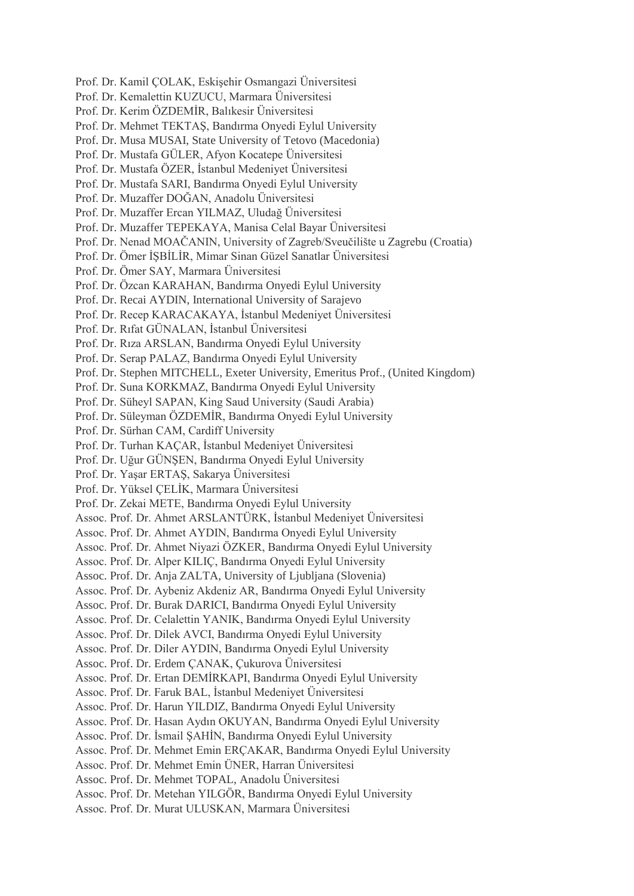Prof. Dr. Kamil ÇOLAK, Eskişehir Osmangazi Üniversitesi
Prof. Dr. Kemalettin KUZUCU, Marmara Üniversitesi
Prof. Dr. Kerim ÖZDEMİR, Balıkesir Üniversitesi
Prof. Dr. Mehmet TEKTAŞ, Bandırma Onyedi Eylul University
Prof. Dr. Musa MUSAI, State University of Tetovo (Macedonia)
Prof. Dr. Mustafa GÜLER, Afyon Kocatepe Üniversitesi
Prof. Dr. Mustafa ÖZER, İstanbul Medeniyet Üniversitesi
Prof. Dr. Mustafa SARI, Bandırma Onyedi Eylul University
Prof. Dr. Muzaffer DOĞAN, Anadolu Üniversitesi
Prof. Dr. Muzaffer Ercan YILMAZ, Uludağ Üniversitesi
Prof. Dr. Muzaffer TEPEKAYA, Manisa Celal Bayar Üniversitesi
Prof. Dr. Nenad MOAČANIN, University of Zagreb/Sveučilište u Zagrebu (Croatia)
Prof. Dr. Ömer İŞBİLİR, Mimar Sinan Güzel Sanatlar Üniversitesi
Prof. Dr. Ömer SAY, Marmara Üniversitesi
Prof. Dr. Özcan KARAHAN, Bandırma Onyedi Eylul University
Prof. Dr. Recai AYDIN, International University of Sarajevo
Prof. Dr. Recep KARACAKAYA, İstanbul Medeniyet Üniversitesi
Prof. Dr. Rıfat GÜNALAN, İstanbul Üniversitesi
Prof. Dr. Rıza ARSLAN, Bandırma Onyedi Eylul University
Prof. Dr. Serap PALAZ, Bandırma Onyedi Eylul University
Prof. Dr. Stephen MITCHELL, Exeter University, Emeritus Prof., (United Kingdom)
Prof. Dr. Suna KORKMAZ, Bandırma Onyedi Eylul University
Prof. Dr. Süheyl SAPAN, King Saud University (Saudi Arabia)
Prof. Dr. Süleyman ÖZDEMİR, Bandırma Onyedi Eylul University
Prof. Dr. Sürhan CAM, Cardiff University
Prof. Dr. Turhan KAÇAR, İstanbul Medeniyet Üniversitesi
Prof. Dr. Uğur GÜNŞEN, Bandırma Onyedi Eylul University
Prof. Dr. Yaşar ERTAŞ, Sakarya Üniversitesi
Prof. Dr. Yüksel ÇELİK, Marmara Üniversitesi
Prof. Dr. Zekai METE, Bandırma Onyedi Eylul University
Assoc. Prof. Dr. Ahmet ARSLANTÜRK, İstanbul Medeniyet Üniversitesi
Assoc. Prof. Dr. Ahmet AYDIN, Bandırma Onyedi Eylul University
Assoc. Prof. Dr. Ahmet Niyazi ÖZKER, Bandırma Onyedi Eylul University
Assoc. Prof. Dr. Alper KILIÇ, Bandırma Onyedi Eylul University
Assoc. Prof. Dr. Anja ZALTA, University of Ljubljana (Slovenia)
Assoc. Prof. Dr. Aybeniz Akdeniz AR, Bandırma Onyedi Eylul University
Assoc. Prof. Dr. Burak DARICI, Bandırma Onyedi Eylul University
Assoc. Prof. Dr. Celalettin YANIK, Bandırma Onyedi Eylul University
Assoc. Prof. Dr. Dilek AVCI, Bandırma Onyedi Eylul University
Assoc. Prof. Dr. Diler AYDIN, Bandırma Onyedi Eylul University
Assoc. Prof. Dr. Erdem ÇANAK, Çukurova Üniversitesi
Assoc. Prof. Dr. Ertan DEMİRKAPI, Bandırma Onyedi Eylul University
Assoc. Prof. Dr. Faruk BAL, İstanbul Medeniyet Üniversitesi
Assoc. Prof. Dr. Harun YILDIZ, Bandırma Onyedi Eylul University
Assoc. Prof. Dr. Hasan Aydın OKUYAN, Bandırma Onyedi Eylul University
Assoc. Prof. Dr. İsmail ŞAHİN, Bandırma Onyedi Eylul University
Assoc. Prof. Dr. Mehmet Emin ERÇAKAR, Bandırma Onyedi Eylul University
Assoc. Prof. Dr. Mehmet Emin ÜNER, Harran Üniversitesi
Assoc. Prof. Dr. Mehmet TOPAL, Anadolu Üniversitesi
Assoc. Prof. Dr. Metehan YILGÖR, Bandırma Onyedi Eylul University
Assoc. Prof. Dr. Murat ULUSKAN, Marmara Üniversitesi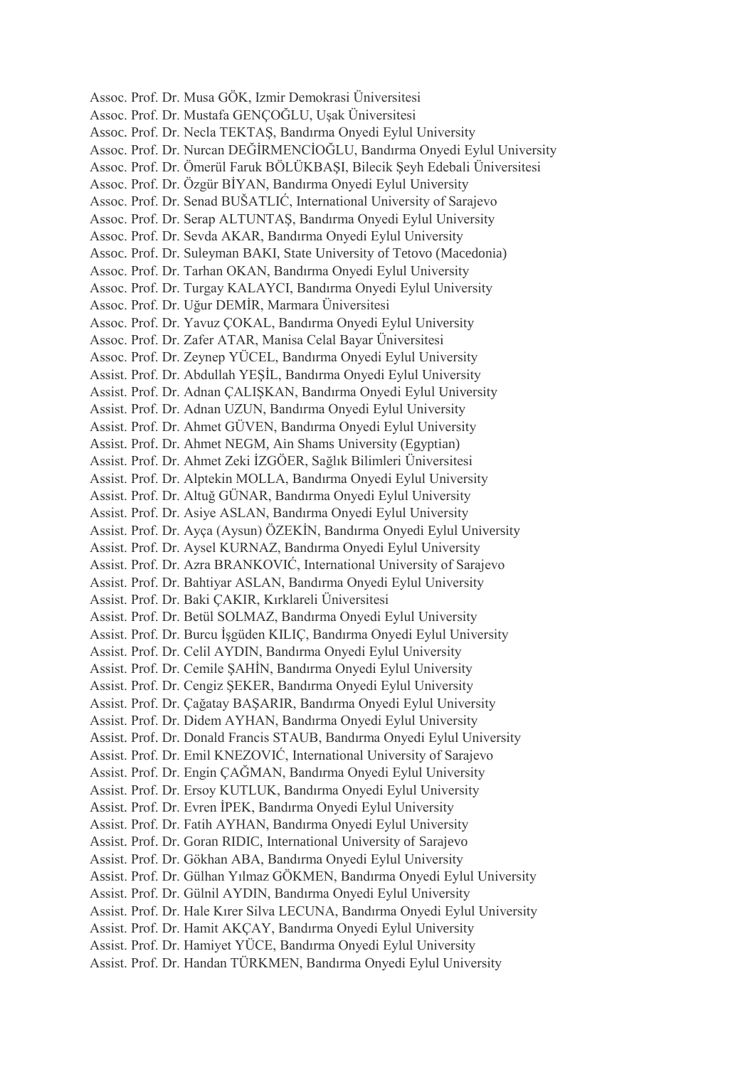Assoc. Prof. Dr. Musa GÖK, Izmir Demokrasi Üniversitesi
Assoc. Prof. Dr. Mustafa GENÇOĞLU, Uşak Üniversitesi
Assoc. Prof. Dr. Necla TEKTAŞ, Bandırma Onyedi Eylul University
Assoc. Prof. Dr. Nurcan DEĞİRMENCİOĞLU, Bandırma Onyedi Eylul University
Assoc. Prof. Dr. Ömerül Faruk BÖLÜKBAŞI, Bilecik Şeyh Edebali Üniversitesi
Assoc. Prof. Dr. Özgür BİYAN, Bandırma Onyedi Eylul University
Assoc. Prof. Dr. Senad BUŠATLIĆ, International University of Sarajevo
Assoc. Prof. Dr. Serap ALTUNTAŞ, Bandırma Onyedi Eylul University
Assoc. Prof. Dr. Sevda AKAR, Bandırma Onyedi Eylul University
Assoc. Prof. Dr. Suleyman BAKI, State University of Tetovo (Macedonia)
Assoc. Prof. Dr. Tarhan OKAN, Bandırma Onyedi Eylul University
Assoc. Prof. Dr. Turgay KALAYCI, Bandırma Onyedi Eylul University
Assoc. Prof. Dr. Uğur DEMİR, Marmara Üniversitesi
Assoc. Prof. Dr. Yavuz ÇOKAL, Bandırma Onyedi Eylul University
Assoc. Prof. Dr. Zafer ATAR, Manisa Celal Bayar Üniversitesi
Assoc. Prof. Dr. Zeynep YÜCEL, Bandırma Onyedi Eylul University
Assist. Prof. Dr. Abdullah YEŞİL, Bandırma Onyedi Eylul University
Assist. Prof. Dr. Adnan ÇALIŞKAN, Bandırma Onyedi Eylul University
Assist. Prof. Dr. Adnan UZUN, Bandırma Onyedi Eylul University
Assist. Prof. Dr. Ahmet GÜVEN, Bandırma Onyedi Eylul University
Assist. Prof. Dr. Ahmet NEGM, Ain Shams University (Egyptian)
Assist. Prof. Dr. Ahmet Zeki İZGÖER, Sağlık Bilimleri Üniversitesi
Assist. Prof. Dr. Alptekin MOLLA, Bandırma Onyedi Eylul University
Assist. Prof. Dr. Altuğ GÜNAR, Bandırma Onyedi Eylul University
Assist. Prof. Dr. Asiye ASLAN, Bandırma Onyedi Eylul University
Assist. Prof. Dr. Ayça (Aysun) ÖZEKİN, Bandırma Onyedi Eylul University
Assist. Prof. Dr. Aysel KURNAZ, Bandırma Onyedi Eylul University
Assist. Prof. Dr. Azra BRANKOVIĆ, International University of Sarajevo
Assist. Prof. Dr. Bahtiyar ASLAN, Bandırma Onyedi Eylul University
Assist. Prof. Dr. Baki ÇAKIR, Kırklareli Üniversitesi
Assist. Prof. Dr. Betül SOLMAZ, Bandırma Onyedi Eylul University
Assist. Prof. Dr. Burcu İşgüden KILIÇ, Bandırma Onyedi Eylul University
Assist. Prof. Dr. Celil AYDIN, Bandırma Onyedi Eylul University
Assist. Prof. Dr. Cemile ŞAHİN, Bandırma Onyedi Eylul University
Assist. Prof. Dr. Cengiz ŞEKER, Bandırma Onyedi Eylul University
Assist. Prof. Dr. Çağatay BAŞARIR, Bandırma Onyedi Eylul University
Assist. Prof. Dr. Didem AYHAN, Bandırma Onyedi Eylul University
Assist. Prof. Dr. Donald Francis STAUB, Bandırma Onyedi Eylul University
Assist. Prof. Dr. Emil KNEZOVIĆ, International University of Sarajevo
Assist. Prof. Dr. Engin ÇAĞMAN, Bandırma Onyedi Eylul University
Assist. Prof. Dr. Ersoy KUTLUK, Bandırma Onyedi Eylul University
Assist. Prof. Dr. Evren İPEK, Bandırma Onyedi Eylul University
Assist. Prof. Dr. Fatih AYHAN, Bandırma Onyedi Eylul University
Assist. Prof. Dr. Goran RIDIC, International University of Sarajevo
Assist. Prof. Dr. Gökhan ABA, Bandırma Onyedi Eylul University
Assist. Prof. Dr. Gülhan Yılmaz GÖKMEN, Bandırma Onyedi Eylul University
Assist. Prof. Dr. Gülnil AYDIN, Bandırma Onyedi Eylul University
Assist. Prof. Dr. Hale Kırer Silva LECUNA, Bandırma Onyedi Eylul University
Assist. Prof. Dr. Hamit AKÇAY, Bandırma Onyedi Eylul University
Assist. Prof. Dr. Hamiyet YÜCE, Bandırma Onyedi Eylul University
Assist. Prof. Dr. Handan TÜRKMEN, Bandırma Onyedi Eylul University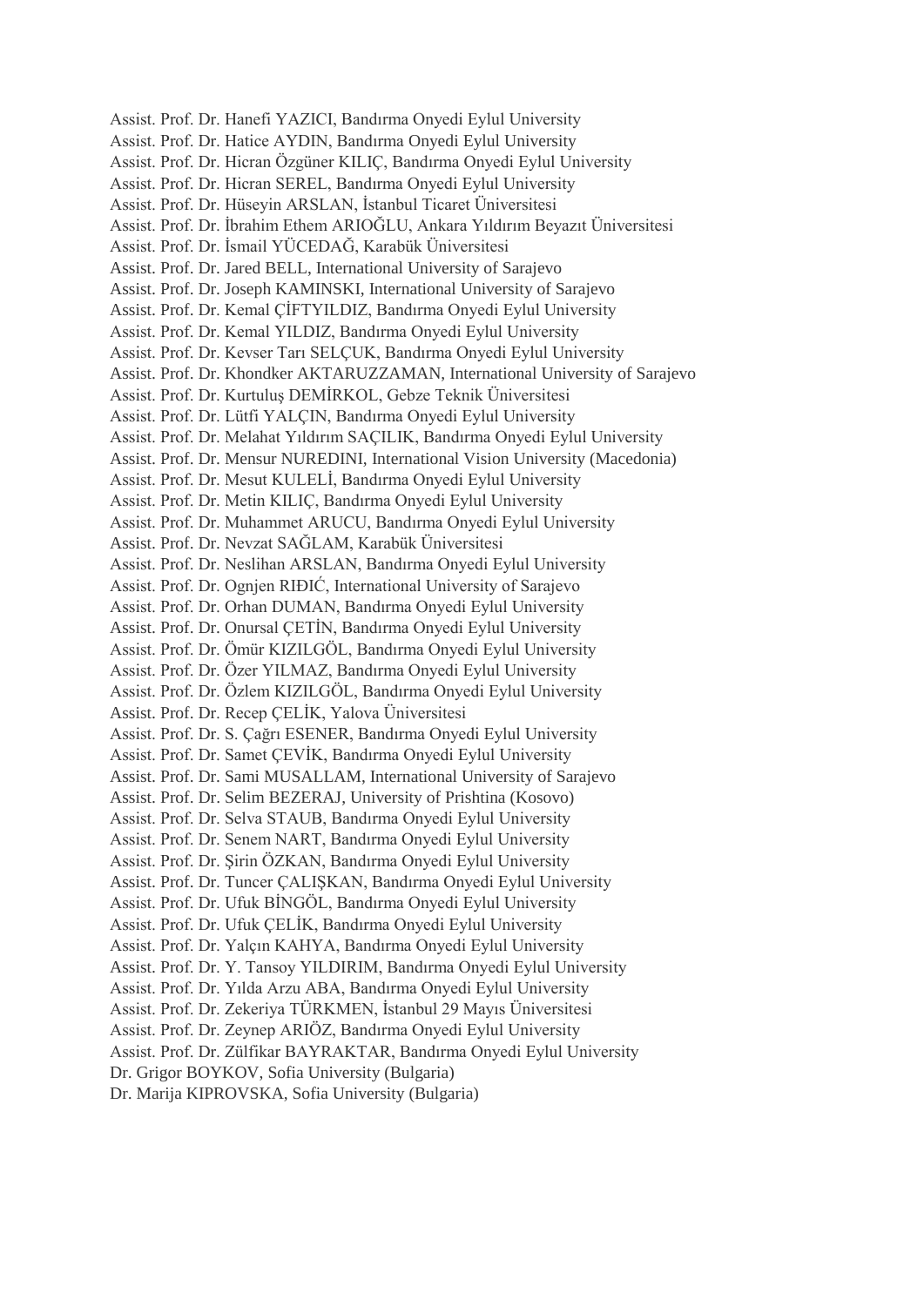Assist. Prof. Dr. Hanefi YAZICI, Bandırma Onyedi Eylul University
Assist. Prof. Dr. Hatice AYDIN, Bandırma Onyedi Eylul University
Assist. Prof. Dr. Hicran Özgüner KILIÇ, Bandırma Onyedi Eylul University
Assist. Prof. Dr. Hicran SEREL, Bandırma Onyedi Eylul University
Assist. Prof. Dr. Hüseyin ARSLAN, İstanbul Ticaret Üniversitesi
Assist. Prof. Dr. İbrahim Ethem ARIOĞLU, Ankara Yıldırım Beyazıt Üniversitesi
Assist. Prof. Dr. İsmail YÜCEDAĞ, Karabük Üniversitesi
Assist. Prof. Dr. Jared BELL, International University of Sarajevo
Assist. Prof. Dr. Joseph KAMINSKI, International University of Sarajevo
Assist. Prof. Dr. Kemal ÇİFTYILDIZ, Bandırma Onyedi Eylul University
Assist. Prof. Dr. Kemal YILDIZ, Bandırma Onyedi Eylul University
Assist. Prof. Dr. Kevser Tarı SELÇUK, Bandırma Onyedi Eylul University
Assist. Prof. Dr. Khondker AKTARUZZAMAN, International University of Sarajevo
Assist. Prof. Dr. Kurtuluş DEMİRKOL, Gebze Teknik Üniversitesi
Assist. Prof. Dr. Lütfi YALÇIN, Bandırma Onyedi Eylul University
Assist. Prof. Dr. Melahat Yıldırım SAÇILIK, Bandırma Onyedi Eylul University
Assist. Prof. Dr. Mensur NUREDINI, International Vision University (Macedonia)
Assist. Prof. Dr. Mesut KULELİ, Bandırma Onyedi Eylul University
Assist. Prof. Dr. Metin KILIÇ, Bandırma Onyedi Eylul University
Assist. Prof. Dr. Muhammet ARUCU, Bandırma Onyedi Eylul University
Assist. Prof. Dr. Nevzat SAĞLAM, Karabük Üniversitesi
Assist. Prof. Dr. Neslihan ARSLAN, Bandırma Onyedi Eylul University
Assist. Prof. Dr. Ognjen RIĐIĆ, International University of Sarajevo
Assist. Prof. Dr. Orhan DUMAN, Bandırma Onyedi Eylul University
Assist. Prof. Dr. Onursal ÇETİN, Bandırma Onyedi Eylul University
Assist. Prof. Dr. Ömür KIZILGÖL, Bandırma Onyedi Eylul University
Assist. Prof. Dr. Özer YILMAZ, Bandırma Onyedi Eylul University
Assist. Prof. Dr. Özlem KIZILGÖL, Bandırma Onyedi Eylul University
Assist. Prof. Dr. Recep ÇELİK, Yalova Üniversitesi
Assist. Prof. Dr. S. Çağrı ESENER, Bandırma Onyedi Eylul University
Assist. Prof. Dr. Samet ÇEVİK, Bandırma Onyedi Eylul University
Assist. Prof. Dr. Sami MUSALLAM, International University of Sarajevo
Assist. Prof. Dr. Selim BEZERAJ, University of Prishtina (Kosovo)
Assist. Prof. Dr. Selva STAUB, Bandırma Onyedi Eylul University
Assist. Prof. Dr. Senem NART, Bandırma Onyedi Eylul University
Assist. Prof. Dr. Şirin ÖZKAN, Bandırma Onyedi Eylul University
Assist. Prof. Dr. Tuncer ÇALIŞKAN, Bandırma Onyedi Eylul University
Assist. Prof. Dr. Ufuk BİNGÖL, Bandırma Onyedi Eylul University
Assist. Prof. Dr. Ufuk ÇELİK, Bandırma Onyedi Eylul University
Assist. Prof. Dr. Yalçın KAHYA, Bandırma Onyedi Eylul University
Assist. Prof. Dr. Y. Tansoy YILDIRIM, Bandırma Onyedi Eylul University
Assist. Prof. Dr. Yılda Arzu ABA, Bandırma Onyedi Eylul University
Assist. Prof. Dr. Zekeriya TÜRKMEN, İstanbul 29 Mayıs Üniversitesi
Assist. Prof. Dr. Zeynep ARIÖZ, Bandırma Onyedi Eylul University
Assist. Prof. Dr. Zülfikar BAYRAKTAR, Bandırma Onyedi Eylul University
Dr. Grigor BOYKOV, Sofia University (Bulgaria)
Dr. Marija KIPROVSKA, Sofia University (Bulgaria)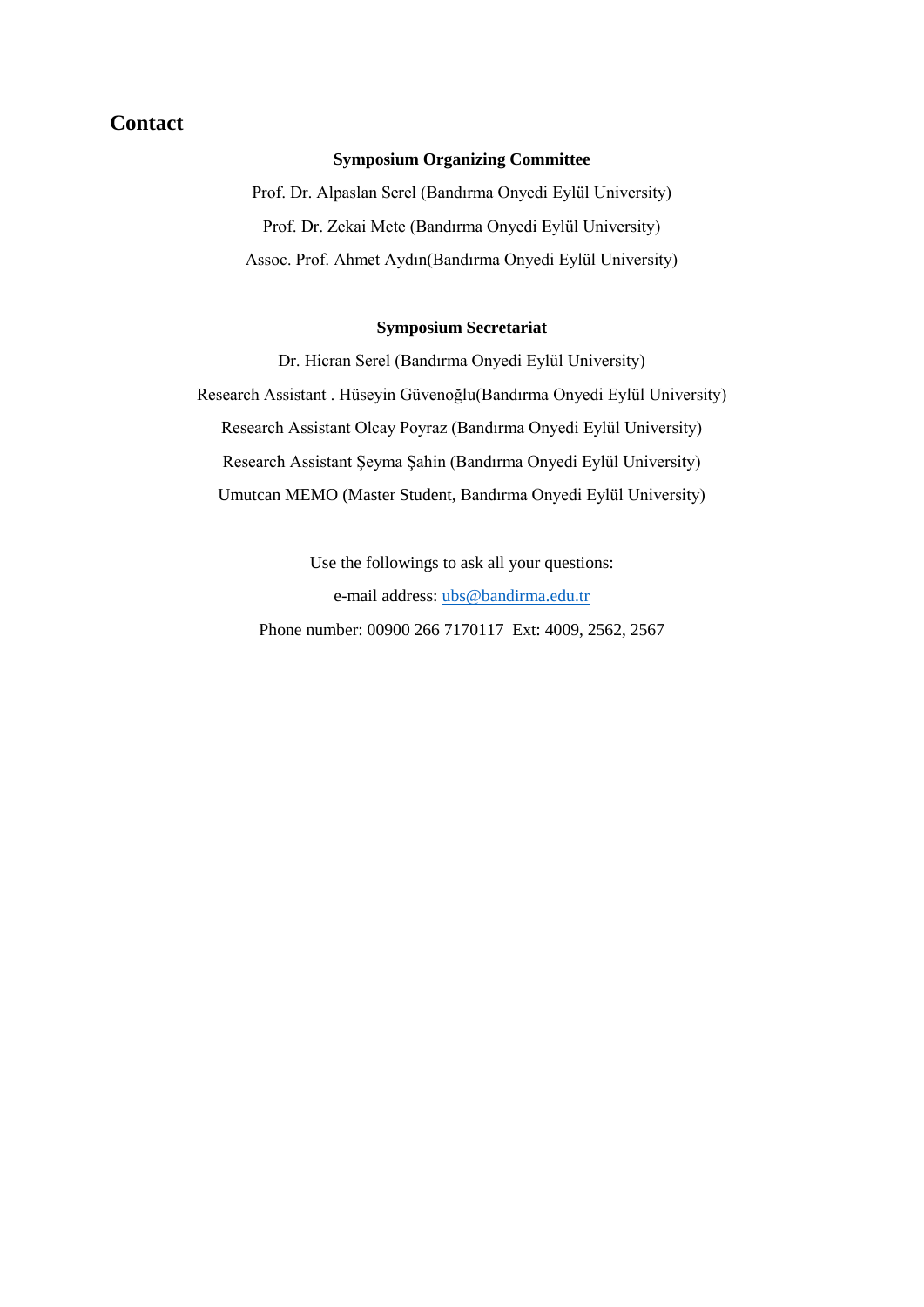## Contact

**Symposium Organizing Committee**

Prof. Dr. Alpaslan Serel (Bandırma Onyedi Eylül University)

Prof. Dr. Zekai Mete (Bandırma Onyedi Eylül University)

Assoc. Prof. Ahmet Aydın(Bandırma Onyedi Eylül University)

**Symposium Secretariat**

Dr. Hicran Serel (Bandırma Onyedi Eylül University)

Research Assistant . Hüseyin Güvenoğlu(Bandırma Onyedi Eylül University)

Research Assistant Olcay Poyraz (Bandırma Onyedi Eylül University)

Research Assistant Şeyma Şahin (Bandırma Onyedi Eylül University)

Umutcan MEMO (Master Student, Bandırma Onyedi Eylül University)

Use the followings to ask all your questions:

e-mail address: ubs@bandirma.edu.tr

Phone number: 00900 266 7170117 Ext: 4009, 2562, 2567